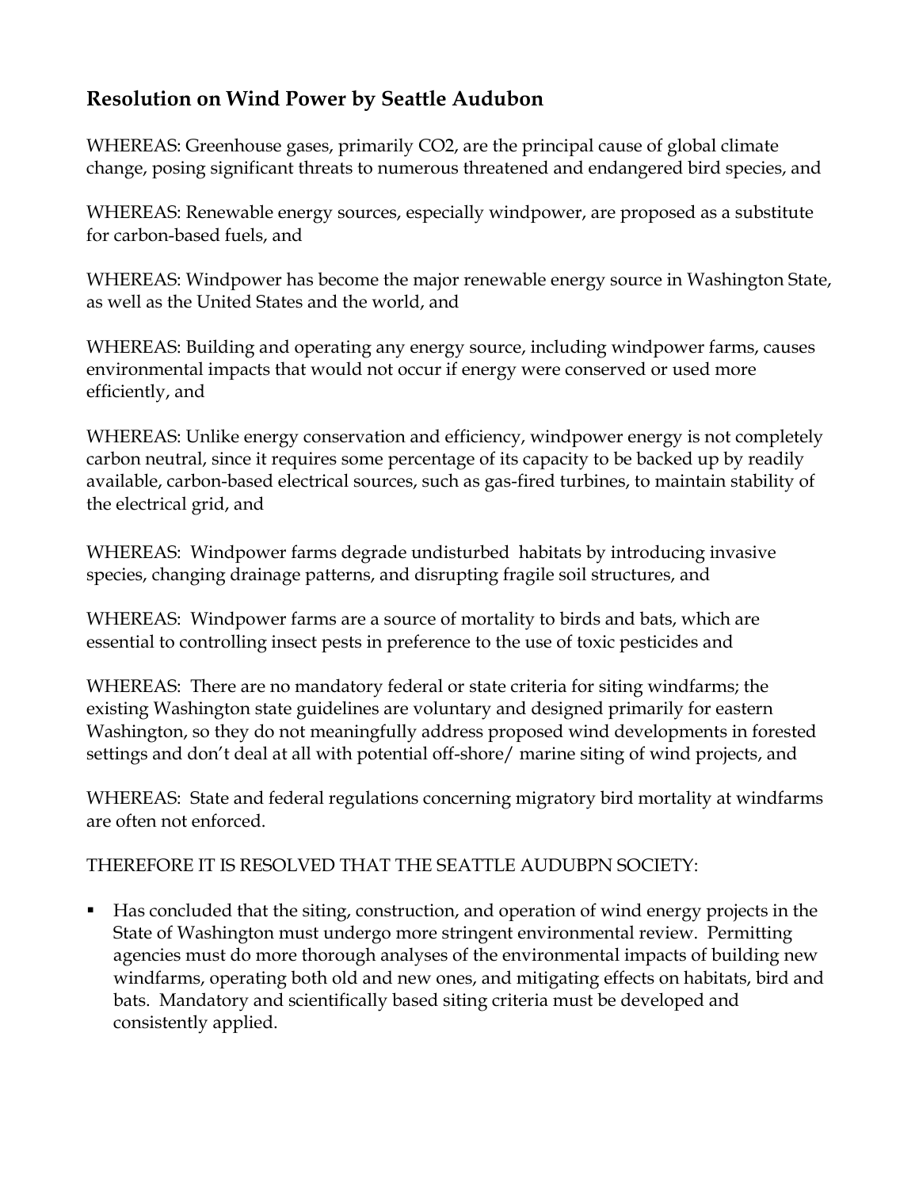## Resolution on Wind Power by Seattle Audubon

WHEREAS: Greenhouse gases, primarily $CO_2$, are the principal cause of global climate change, posing significant threats to numerous threatened and endangered bird species, and

WHEREAS: Renewable energy sources, especially windpower, are proposed as a substitute for carbon-based fuels, and

WHEREAS: Windpower has become the major renewable energy source in Washington State, as well as the United States and the world, and

WHEREAS: Building and operating any energy source, including windpower farms, causes environmental impacts that would not occur if energy were conserved or used more efficiently, and

WHEREAS: Unlike energy conservation and efficiency, windpower energy is not completely carbon neutral, since it requires some percentage of its capacity to be backed up by readily available, carbon-based electrical sources, such as gas-fired turbines, to maintain stability of the electrical grid, and

WHEREAS: Windpower farms degrade undisturbed habitats by introducing invasive species, changing drainage patterns, and disrupting fragile soil structures, and

WHEREAS: Windpower farms are a source of mortality to birds and bats, which are essential to controlling insect pests in preference to the use of toxic pesticides and

WHEREAS: There are no mandatory federal or state criteria for siting windfarms; the existing Washington state guidelines are voluntary and designed primarily for eastern Washington, so they do not meaningfully address proposed wind developments in forested settings and don't deal at all with potential off-shore/ marine siting of wind projects, and

WHEREAS: State and federal regulations concerning migratory bird mortality at windfarms are often not enforced.

THEREFORE IT IS RESOLVED THAT THE SEATTLE AUDUBPN SOCIETY:

- Has concluded that the siting, construction, and operation of wind energy projects in the State of Washington must undergo more stringent environmental review. Permitting agencies must do more thorough analyses of the environmental impacts of building new windfarms, operating both old and new ones, and mitigating effects on habitats, bird and bats. Mandatory and scientifically based siting criteria must be developed and consistently applied.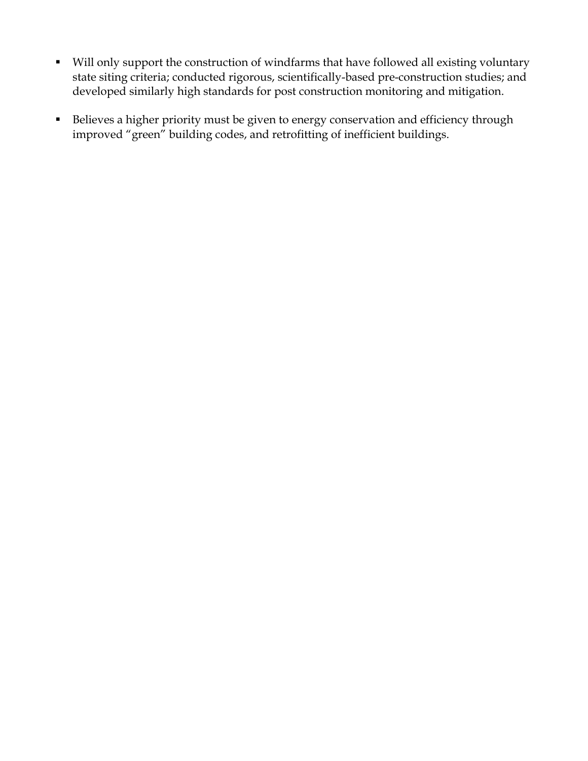- Will only support the construction of windfarms that have followed all existing voluntary state siting criteria; conducted rigorous, scientifically-based pre-construction studies; and developed similarly high standards for post construction monitoring and mitigation.

- Believes a higher priority must be given to energy conservation and efficiency through improved "green" building codes, and retrofitting of inefficient buildings.